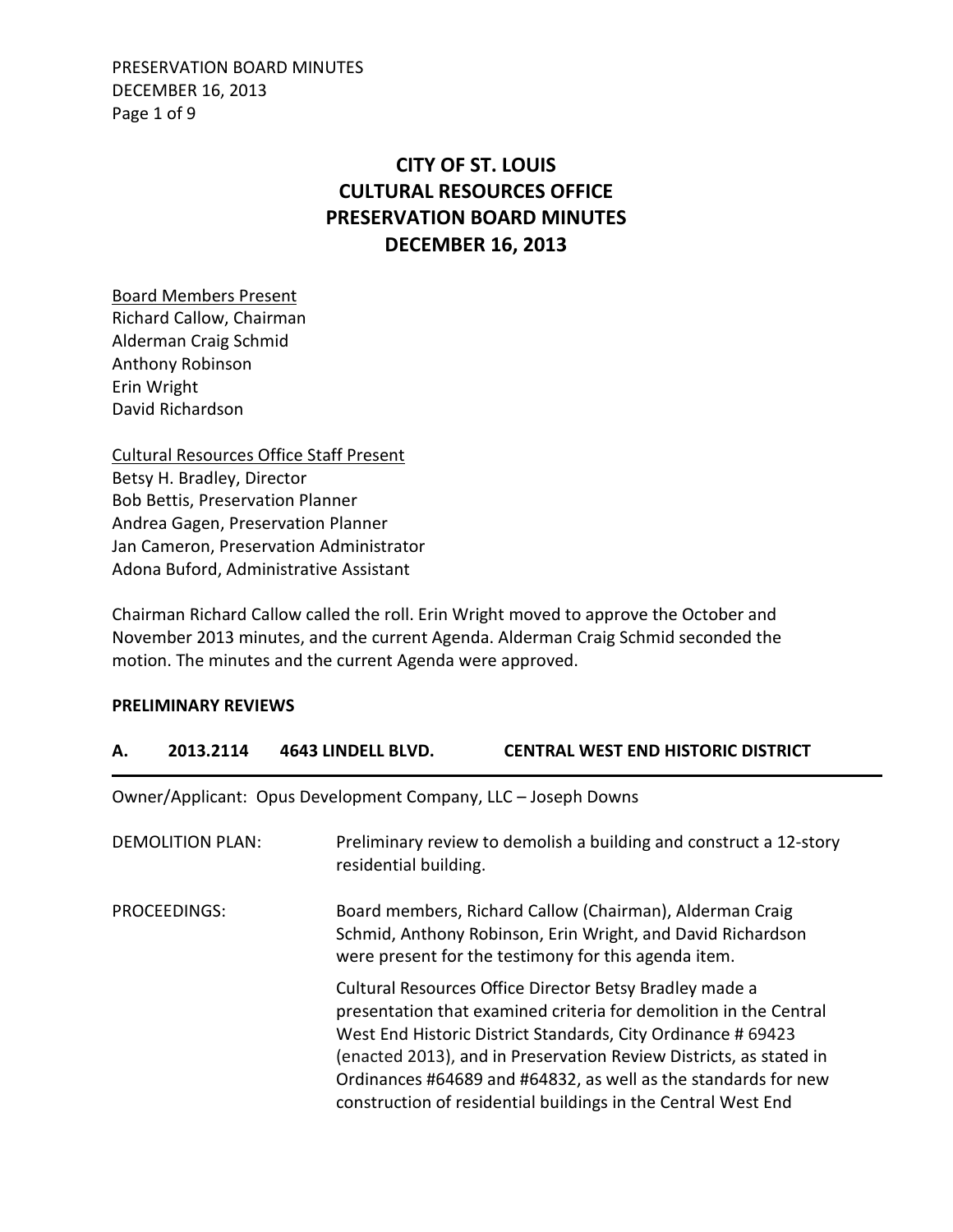# CITY OF ST. LOUIS
# CULTURAL RESOURCES OFFICE
# PRESERVATION BOARD MINUTES
# DECEMBER 16, 2013

Board Members Present
Richard Callow, Chairman
Alderman Craig Schmid
Anthony Robinson
Erin Wright
David Richardson

Cultural Resources Office Staff Present
Betsy H. Bradley, Director
Bob Bettis, Preservation Planner
Andrea Gagen, Preservation Planner
Jan Cameron, Preservation Administrator
Adona Buford, Administrative Assistant

Chairman Richard Callow called the roll. Erin Wright moved to approve the October and November 2013 minutes, and the current Agenda. Alderman Craig Schmid seconded the motion. The minutes and the current Agenda were approved.

**PRELIMINARY REVIEWS**

**A. 2013.2114 4643 LINDELL BLVD. CENTRAL WEST END HISTORIC DISTRICT**

Owner/Applicant: Opus Development Company, LLC – Joseph Downs

DEMOLITION PLAN: Preliminary review to demolish a building and construct a 12-story residential building.

PROCEEDINGS: Board members, Richard Callow (Chairman), Alderman Craig Schmid, Anthony Robinson, Erin Wright, and David Richardson were present for the testimony for this agenda item.

Cultural Resources Office Director Betsy Bradley made a presentation that examined criteria for demolition in the Central West End Historic District Standards, City Ordinance # 69423 (enacted 2013), and in Preservation Review Districts, as stated in Ordinances #64689 and #64832, as well as the standards for new construction of residential buildings in the Central West End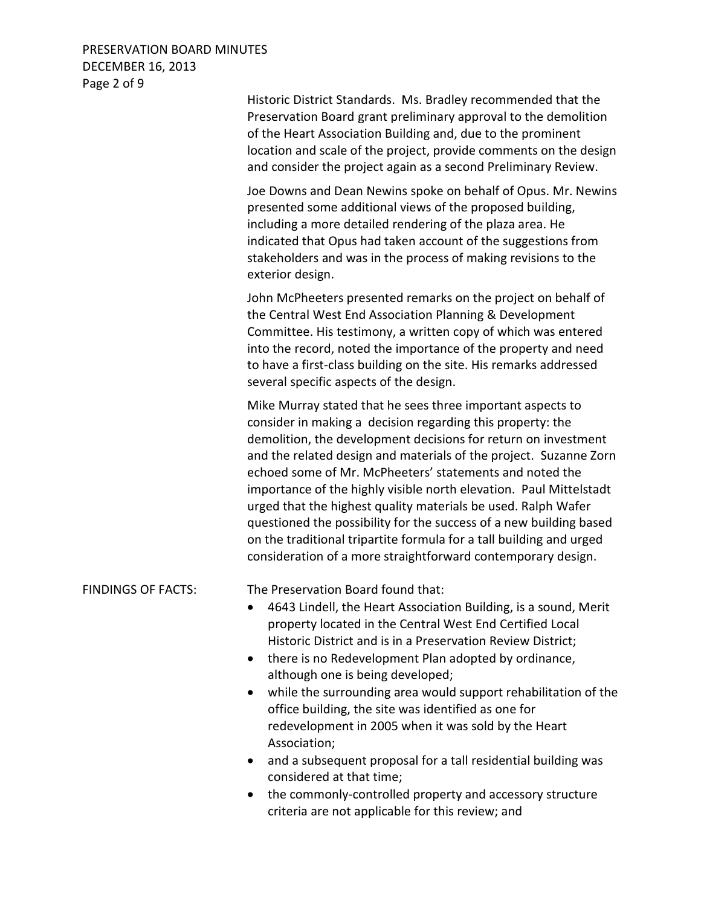Historic District Standards. Ms. Bradley recommended that the Preservation Board grant preliminary approval to the demolition of the Heart Association Building and, due to the prominent location and scale of the project, provide comments on the design and consider the project again as a second Preliminary Review.

Joe Downs and Dean Newins spoke on behalf of Opus. Mr. Newins presented some additional views of the proposed building, including a more detailed rendering of the plaza area. He indicated that Opus had taken account of the suggestions from stakeholders and was in the process of making revisions to the exterior design.

John McPheeters presented remarks on the project on behalf of the Central West End Association Planning & Development Committee. His testimony, a written copy of which was entered into the record, noted the importance of the property and need to have a first-class building on the site. His remarks addressed several specific aspects of the design.

Mike Murray stated that he sees three important aspects to consider in making a decision regarding this property: the demolition, the development decisions for return on investment and the related design and materials of the project. Suzanne Zorn echoed some of Mr. McPheeters' statements and noted the importance of the highly visible north elevation. Paul Mittelstadt urged that the highest quality materials be used. Ralph Wafer questioned the possibility for the success of a new building based on the traditional tripartite formula for a tall building and urged consideration of a more straightforward contemporary design.

FINDINGS OF FACTS: The Preservation Board found that:

- 4643 Lindell, the Heart Association Building, is a sound, Merit property located in the Central West End Certified Local Historic District and is in a Preservation Review District;
- there is no Redevelopment Plan adopted by ordinance, although one is being developed;
- while the surrounding area would support rehabilitation of the office building, the site was identified as one for redevelopment in 2005 when it was sold by the Heart Association;
- and a subsequent proposal for a tall residential building was considered at that time;
- the commonly-controlled property and accessory structure criteria are not applicable for this review; and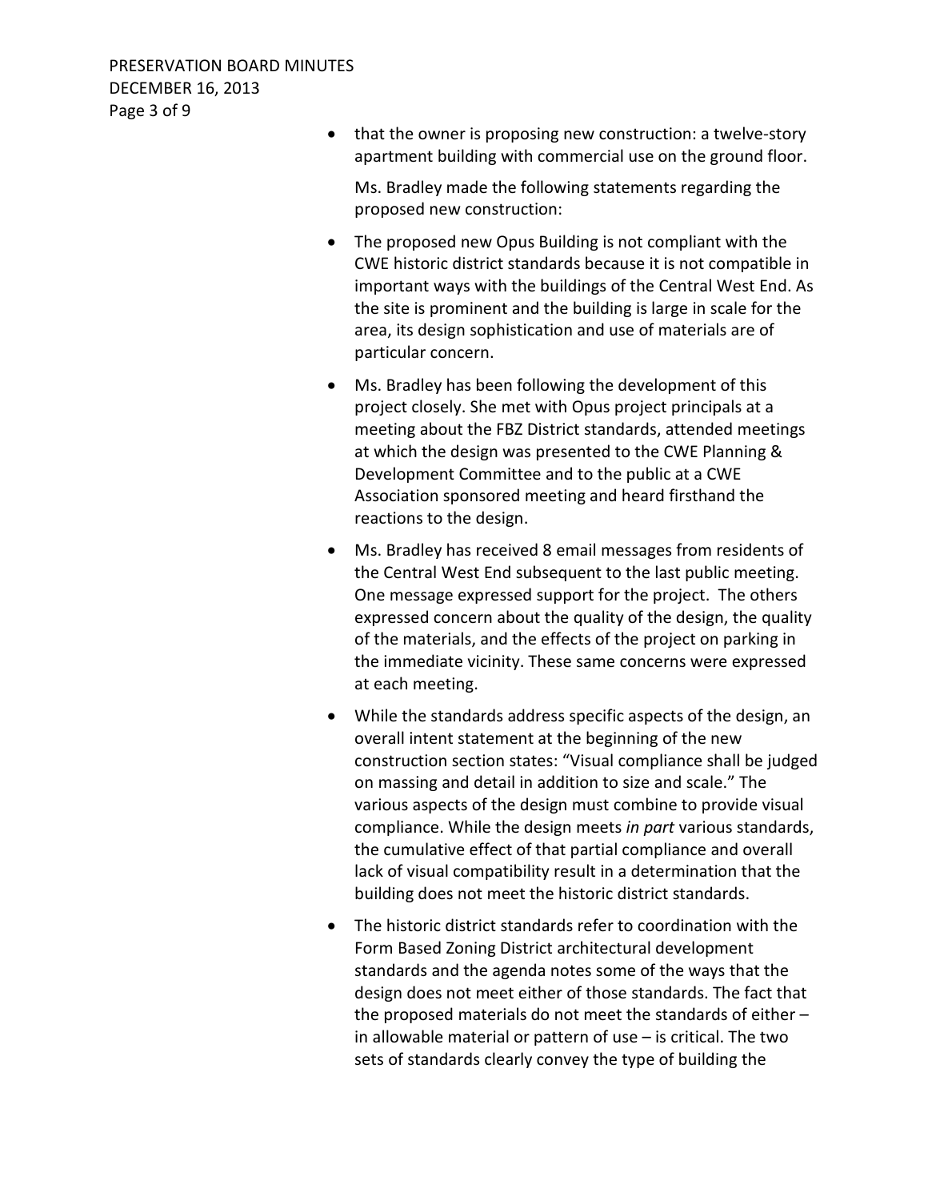- that the owner is proposing new construction: a twelve-story apartment building with commercial use on the ground floor.

  Ms. Bradley made the following statements regarding the proposed new construction:

- The proposed new Opus Building is not compliant with the CWE historic district standards because it is not compatible in important ways with the buildings of the Central West End. As the site is prominent and the building is large in scale for the area, its design sophistication and use of materials are of particular concern.
- Ms. Bradley has been following the development of this project closely. She met with Opus project principals at a meeting about the FBZ District standards, attended meetings at which the design was presented to the CWE Planning & Development Committee and to the public at a CWE Association sponsored meeting and heard firsthand the reactions to the design.
- Ms. Bradley has received 8 email messages from residents of the Central West End subsequent to the last public meeting. One message expressed support for the project. The others expressed concern about the quality of the design, the quality of the materials, and the effects of the project on parking in the immediate vicinity. These same concerns were expressed at each meeting.
- While the standards address specific aspects of the design, an overall intent statement at the beginning of the new construction section states: "Visual compliance shall be judged on massing and detail in addition to size and scale." The various aspects of the design must combine to provide visual compliance. While the design meets *in part* various standards, the cumulative effect of that partial compliance and overall lack of visual compatibility result in a determination that the building does not meet the historic district standards.
- The historic district standards refer to coordination with the Form Based Zoning District architectural development standards and the agenda notes some of the ways that the design does not meet either of those standards. The fact that the proposed materials do not meet the standards of either – in allowable material or pattern of use – is critical. The two sets of standards clearly convey the type of building the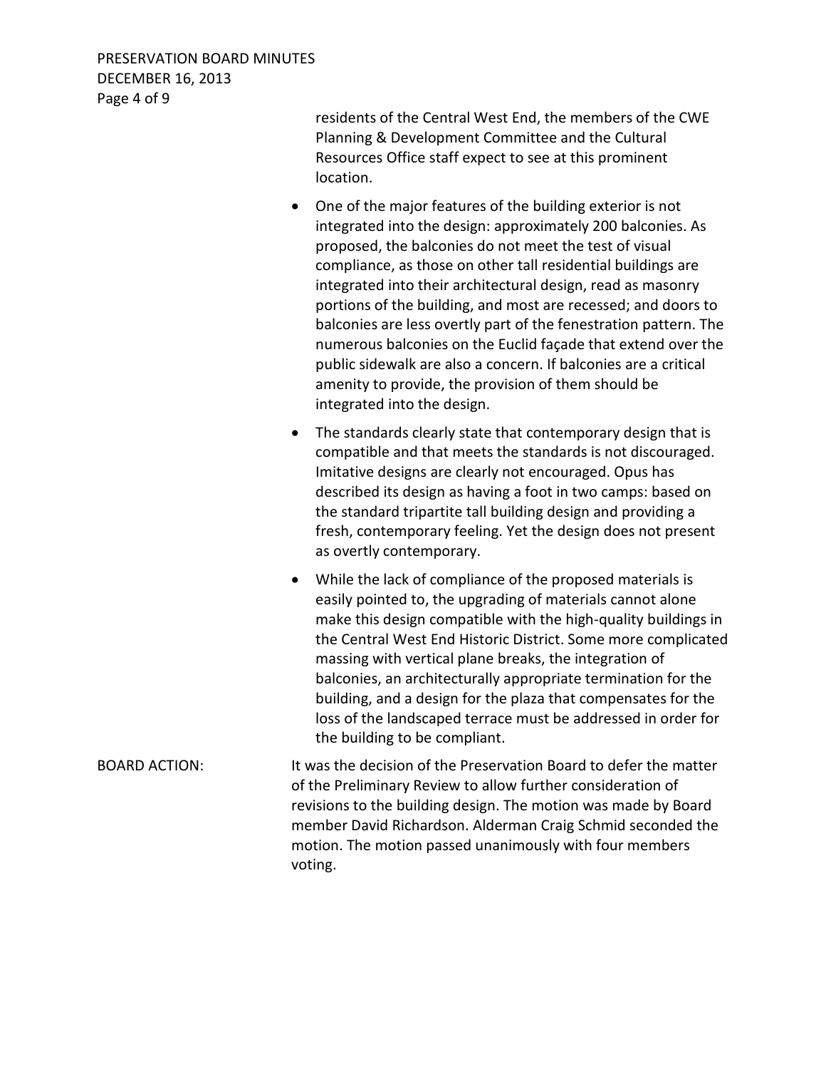residents of the Central West End, the members of the CWE Planning & Development Committee and the Cultural Resources Office staff expect to see at this prominent location.

- One of the major features of the building exterior is not integrated into the design: approximately 200 balconies. As proposed, the balconies do not meet the test of visual compliance, as those on other tall residential buildings are integrated into their architectural design, read as masonry portions of the building, and most are recessed; and doors to balconies are less overtly part of the fenestration pattern. The numerous balconies on the Euclid façade that extend over the public sidewalk are also a concern. If balconies are a critical amenity to provide, the provision of them should be integrated into the design.
- The standards clearly state that contemporary design that is compatible and that meets the standards is not discouraged. Imitative designs are clearly not encouraged. Opus has described its design as having a foot in two camps: based on the standard tripartite tall building design and providing a fresh, contemporary feeling. Yet the design does not present as overtly contemporary.
- While the lack of compliance of the proposed materials is easily pointed to, the upgrading of materials cannot alone make this design compatible with the high-quality buildings in the Central West End Historic District. Some more complicated massing with vertical plane breaks, the integration of balconies, an architecturally appropriate termination for the building, and a design for the plaza that compensates for the loss of the landscaped terrace must be addressed in order for the building to be compliant.

BOARD ACTION: It was the decision of the Preservation Board to defer the matter of the Preliminary Review to allow further consideration of revisions to the building design. The motion was made by Board member David Richardson. Alderman Craig Schmid seconded the motion. The motion passed unanimously with four members voting.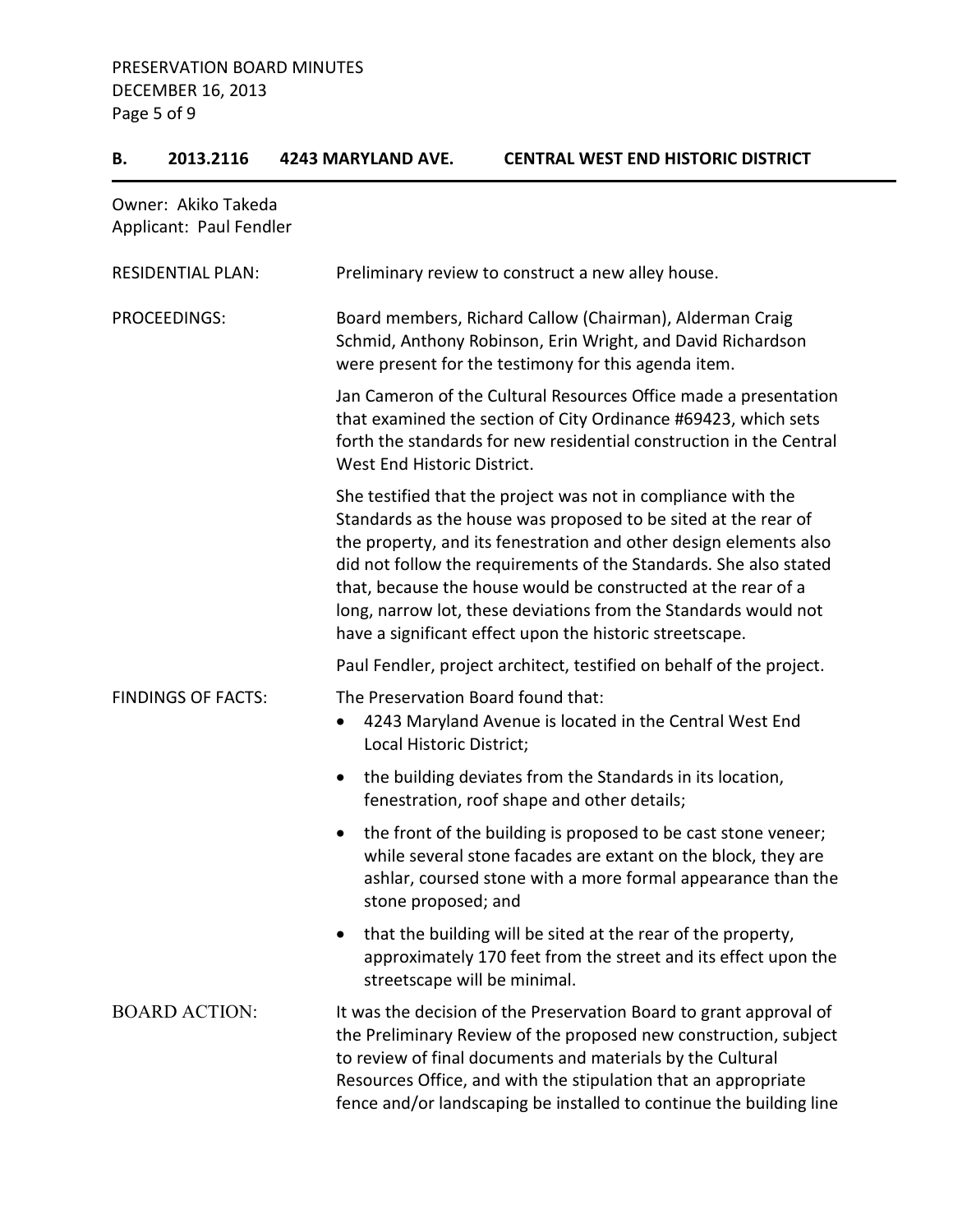## B. 2013.2116 4243 MARYLAND AVE. CENTRAL WEST END HISTORIC DISTRICT

Owner: Akiko Takeda
Applicant: Paul Fendler

**RESIDENTIAL PLAN:** Preliminary review to construct a new alley house.

**PROCEEDINGS:** Board members, Richard Callow (Chairman), Alderman Craig Schmid, Anthony Robinson, Erin Wright, and David Richardson were present for the testimony for this agenda item.

Jan Cameron of the Cultural Resources Office made a presentation that examined the section of City Ordinance #69423, which sets forth the standards for new residential construction in the Central West End Historic District.

She testified that the project was not in compliance with the Standards as the house was proposed to be sited at the rear of the property, and its fenestration and other design elements also did not follow the requirements of the Standards. She also stated that, because the house would be constructed at the rear of a long, narrow lot, these deviations from the Standards would not have a significant effect upon the historic streetscape.

Paul Fendler, project architect, testified on behalf of the project.

**FINDINGS OF FACTS:** The Preservation Board found that:

- 4243 Maryland Avenue is located in the Central West End Local Historic District;
- the building deviates from the Standards in its location, fenestration, roof shape and other details;
- the front of the building is proposed to be cast stone veneer; while several stone facades are extant on the block, they are ashlar, coursed stone with a more formal appearance than the stone proposed; and
- that the building will be sited at the rear of the property, approximately 170 feet from the street and its effect upon the streetscape will be minimal.

**BOARD ACTION:** It was the decision of the Preservation Board to grant approval of the Preliminary Review of the proposed new construction, subject to review of final documents and materials by the Cultural Resources Office, and with the stipulation that an appropriate fence and/or landscaping be installed to continue the building line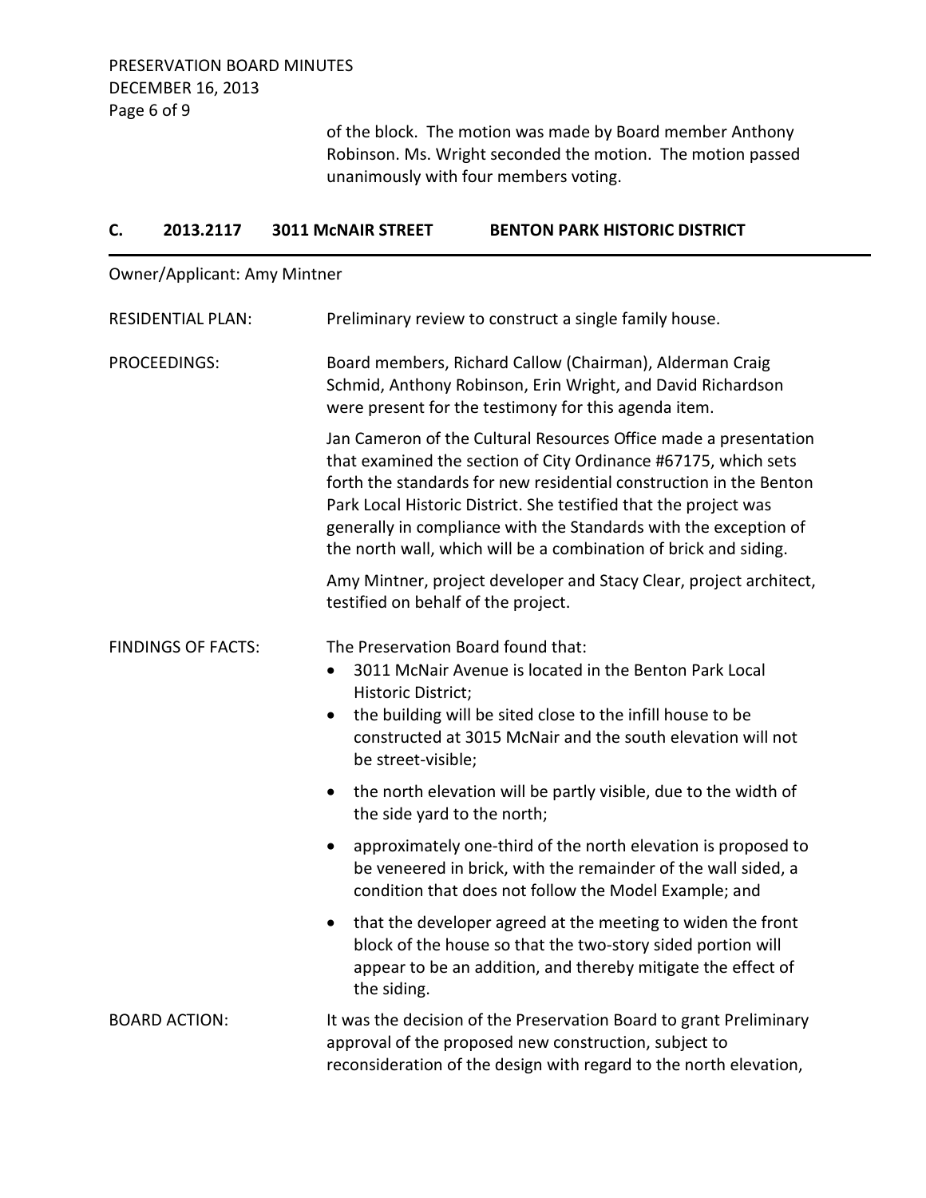of the block. The motion was made by Board member Anthony Robinson. Ms. Wright seconded the motion. The motion passed unanimously with four members voting.

## C. 2013.2117 3011 McNAIR STREET BENTON PARK HISTORIC DISTRICT

Owner/Applicant: Amy Mintner

RESIDENTIAL PLAN: Preliminary review to construct a single family house.

PROCEEDINGS: Board members, Richard Callow (Chairman), Alderman Craig Schmid, Anthony Robinson, Erin Wright, and David Richardson were present for the testimony for this agenda item.

Jan Cameron of the Cultural Resources Office made a presentation that examined the section of City Ordinance #67175, which sets forth the standards for new residential construction in the Benton Park Local Historic District. She testified that the project was generally in compliance with the Standards with the exception of the north wall, which will be a combination of brick and siding.

Amy Mintner, project developer and Stacy Clear, project architect, testified on behalf of the project.

FINDINGS OF FACTS: The Preservation Board found that:

- 3011 McNair Avenue is located in the Benton Park Local Historic District;
- the building will be sited close to the infill house to be constructed at 3015 McNair and the south elevation will not be street-visible;
- the north elevation will be partly visible, due to the width of the side yard to the north;
- approximately one-third of the north elevation is proposed to be veneered in brick, with the remainder of the wall sided, a condition that does not follow the Model Example; and
- that the developer agreed at the meeting to widen the front block of the house so that the two-story sided portion will appear to be an addition, and thereby mitigate the effect of the siding.

BOARD ACTION: It was the decision of the Preservation Board to grant Preliminary approval of the proposed new construction, subject to reconsideration of the design with regard to the north elevation,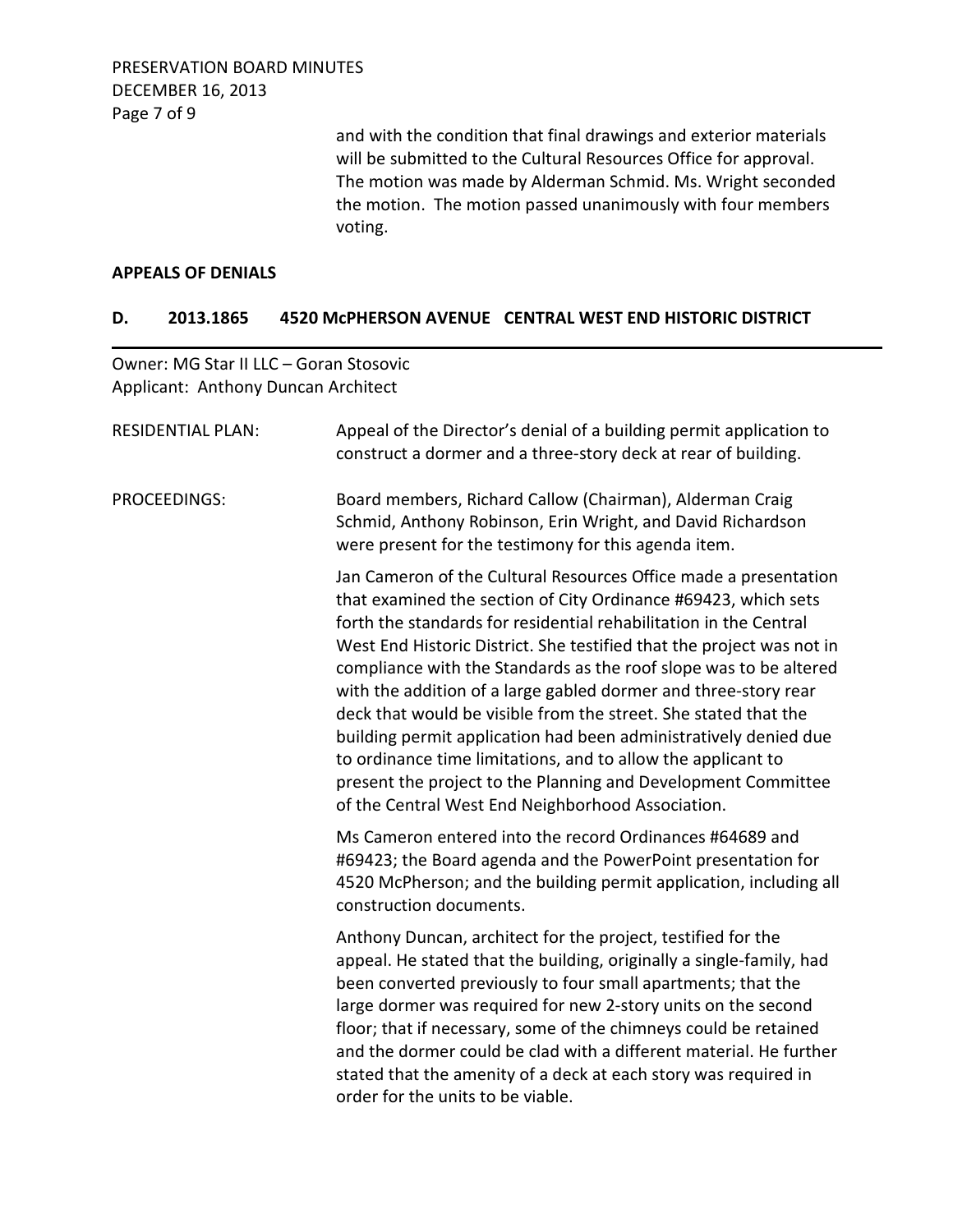and with the condition that final drawings and exterior materials will be submitted to the Cultural Resources Office for approval. The motion was made by Alderman Schmid. Ms. Wright seconded the motion. The motion passed unanimously with four members voting.

**APPEALS OF DENIALS**

**D. 2013.1865 4520 McPHERSON AVENUE CENTRAL WEST END HISTORIC DISTRICT**

---

Owner: MG Star II LLC – Goran Stosovic
Applicant: Anthony Duncan Architect

RESIDENTIAL PLAN: Appeal of the Director's denial of a building permit application to construct a dormer and a three-story deck at rear of building.

PROCEEDINGS: Board members, Richard Callow (Chairman), Alderman Craig Schmid, Anthony Robinson, Erin Wright, and David Richardson were present for the testimony for this agenda item.

Jan Cameron of the Cultural Resources Office made a presentation that examined the section of City Ordinance #69423, which sets forth the standards for residential rehabilitation in the Central West End Historic District. She testified that the project was not in compliance with the Standards as the roof slope was to be altered with the addition of a large gabled dormer and three-story rear deck that would be visible from the street. She stated that the building permit application had been administratively denied due to ordinance time limitations, and to allow the applicant to present the project to the Planning and Development Committee of the Central West End Neighborhood Association.

Ms Cameron entered into the record Ordinances #64689 and #69423; the Board agenda and the PowerPoint presentation for 4520 McPherson; and the building permit application, including all construction documents.

Anthony Duncan, architect for the project, testified for the appeal. He stated that the building, originally a single-family, had been converted previously to four small apartments; that the large dormer was required for new 2-story units on the second floor; that if necessary, some of the chimneys could be retained and the dormer could be clad with a different material. He further stated that the amenity of a deck at each story was required in order for the units to be viable.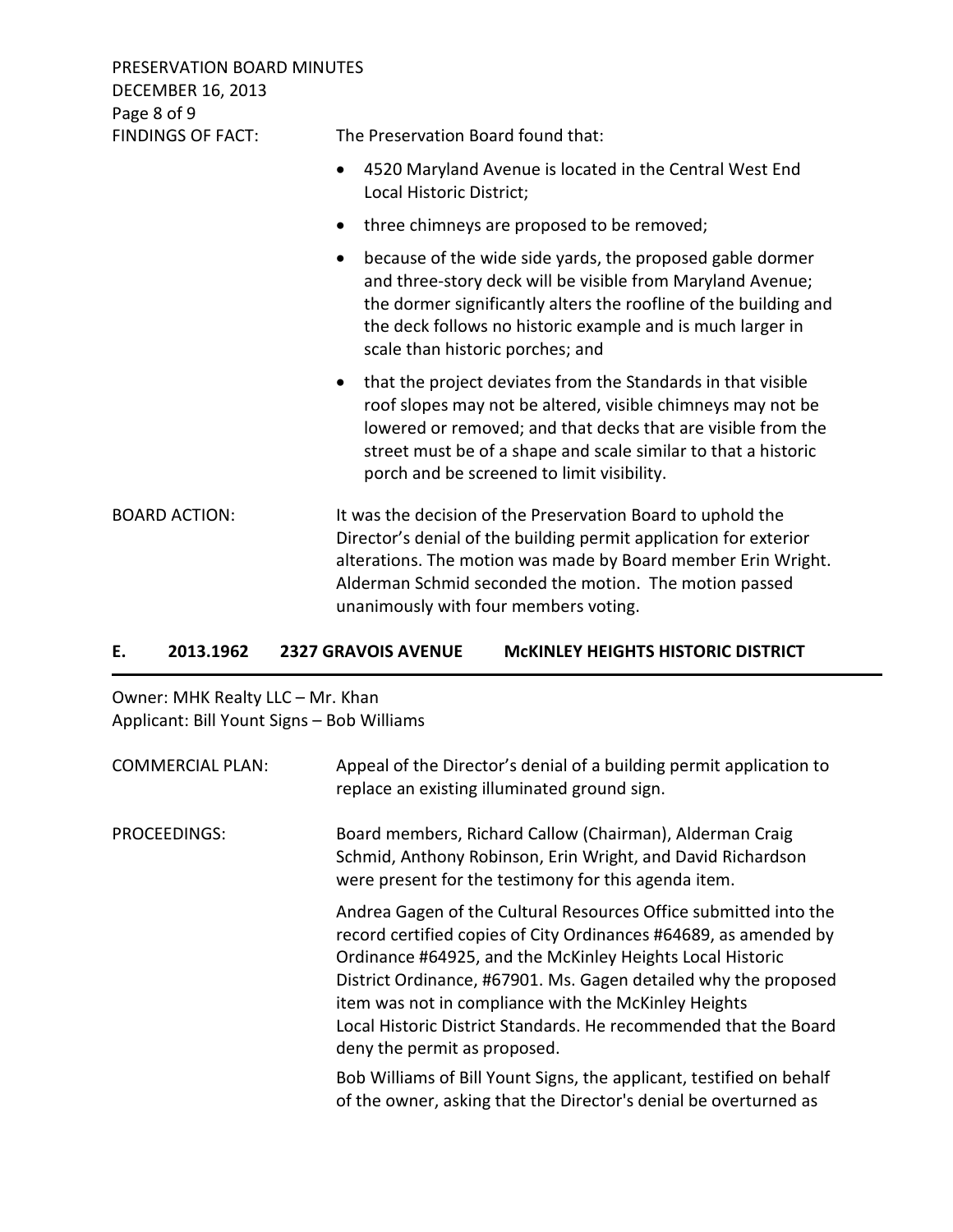FINDINGS OF FACT: The Preservation Board found that:

- 4520 Maryland Avenue is located in the Central West End Local Historic District;
- three chimneys are proposed to be removed;
- because of the wide side yards, the proposed gable dormer and three-story deck will be visible from Maryland Avenue; the dormer significantly alters the roofline of the building and the deck follows no historic example and is much larger in scale than historic porches; and
- that the project deviates from the Standards in that visible roof slopes may not be altered, visible chimneys may not be lowered or removed; and that decks that are visible from the street must be of a shape and scale similar to that a historic porch and be screened to limit visibility.

BOARD ACTION: It was the decision of the Preservation Board to uphold the Director's denial of the building permit application for exterior alterations. The motion was made by Board member Erin Wright. Alderman Schmid seconded the motion. The motion passed unanimously with four members voting.

## E. 2013.1962 2327 GRAVOIS AVENUE McKINLEY HEIGHTS HISTORIC DISTRICT

Owner: MHK Realty LLC – Mr. Khan
Applicant: Bill Yount Signs – Bob Williams

COMMERCIAL PLAN: Appeal of the Director's denial of a building permit application to replace an existing illuminated ground sign.

PROCEEDINGS: Board members, Richard Callow (Chairman), Alderman Craig Schmid, Anthony Robinson, Erin Wright, and David Richardson were present for the testimony for this agenda item.

Andrea Gagen of the Cultural Resources Office submitted into the record certified copies of City Ordinances #64689, as amended by Ordinance #64925, and the McKinley Heights Local Historic District Ordinance, #67901. Ms. Gagen detailed why the proposed item was not in compliance with the McKinley Heights Local Historic District Standards. He recommended that the Board deny the permit as proposed.

Bob Williams of Bill Yount Signs, the applicant, testified on behalf of the owner, asking that the Director's denial be overturned as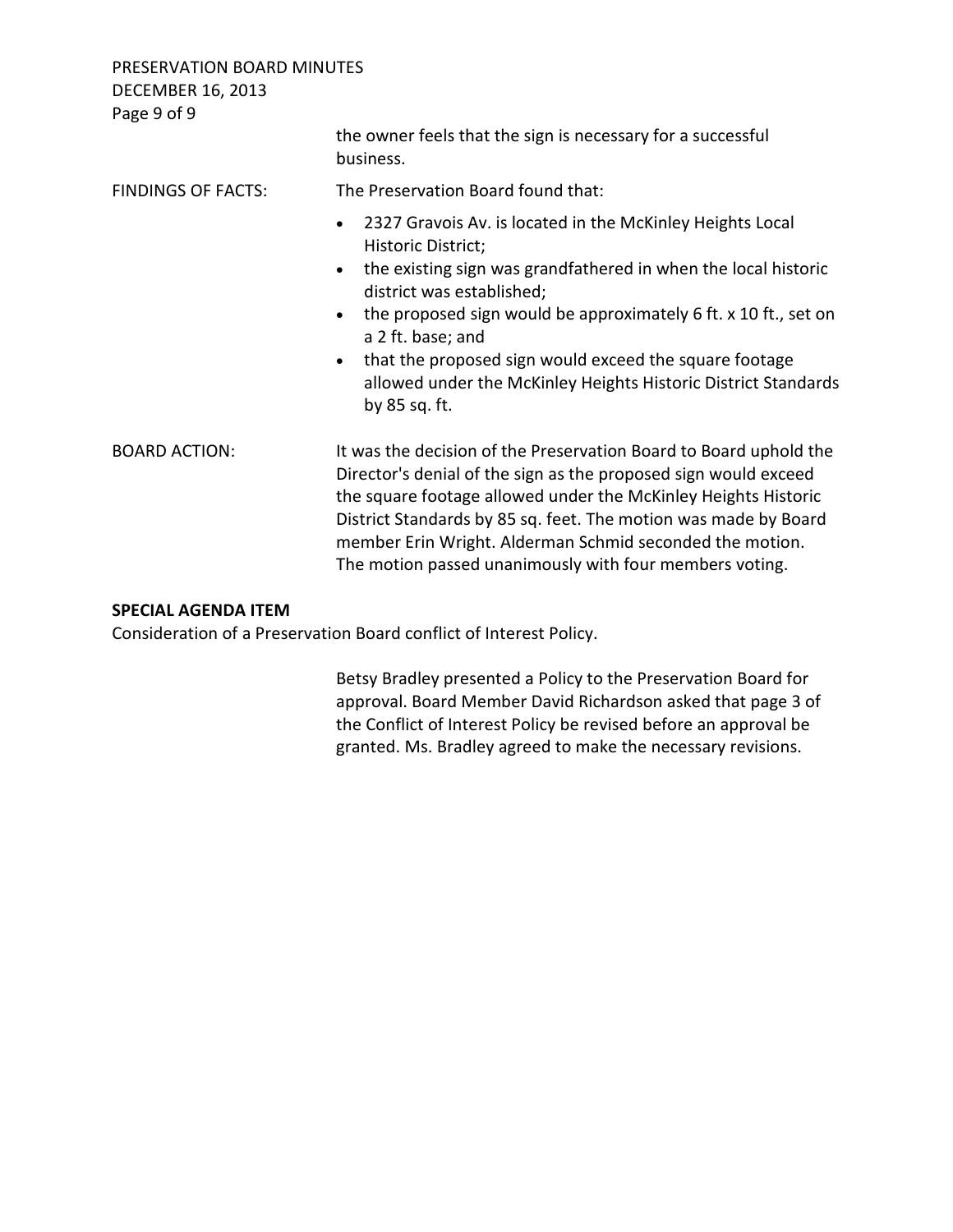the owner feels that the sign is necessary for a successful business.

FINDINGS OF FACTS: The Preservation Board found that:

- 2327 Gravois Av. is located in the McKinley Heights Local Historic District;
- the existing sign was grandfathered in when the local historic district was established;
- the proposed sign would be approximately 6 ft. x 10 ft., set on a 2 ft. base; and
- that the proposed sign would exceed the square footage allowed under the McKinley Heights Historic District Standards by 85 sq. ft.

BOARD ACTION: It was the decision of the Preservation Board to Board uphold the Director's denial of the sign as the proposed sign would exceed the square footage allowed under the McKinley Heights Historic District Standards by 85 sq. feet. The motion was made by Board member Erin Wright. Alderman Schmid seconded the motion. The motion passed unanimously with four members voting.

**SPECIAL AGENDA ITEM**

Consideration of a Preservation Board conflict of Interest Policy.

Betsy Bradley presented a Policy to the Preservation Board for approval. Board Member David Richardson asked that page 3 of the Conflict of Interest Policy be revised before an approval be granted. Ms. Bradley agreed to make the necessary revisions.